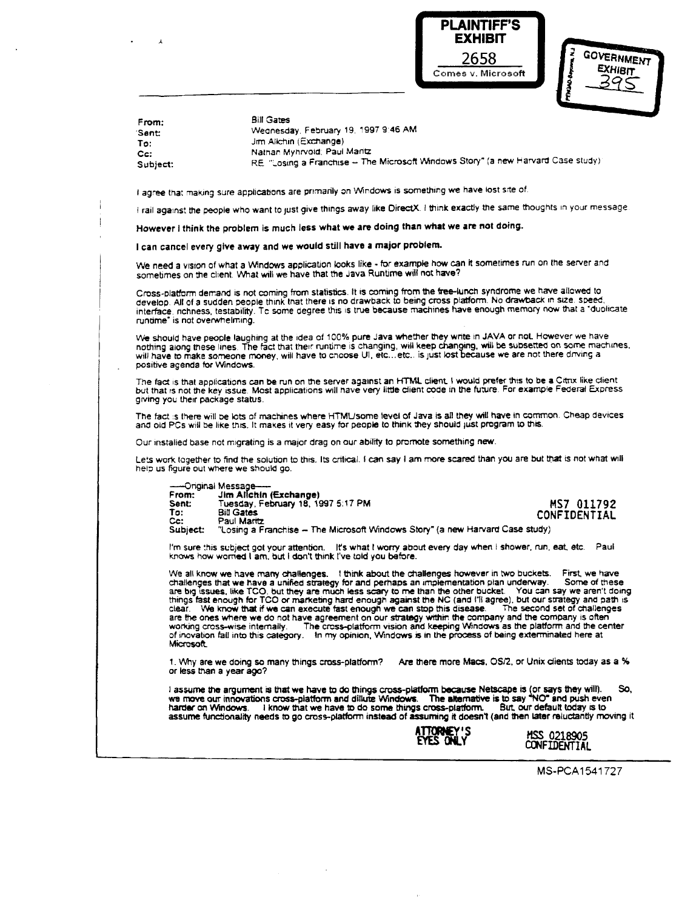PLAINTIFF'S EXHIBIT 2658 Comes v. Microsoft

GOVERNMENT EXHIBIT 395

|  |  |
|---|---|
| From: | Bill Gates |
| Sent: | Wednesday, February 19, 1997 9:46 AM |
| To: | Jim Allchin (Exchange) |
| Cc: | Nathan Myhrvold; Paul Maritz |
| Subject: | RE: "Losing a Franchise – The Microsoft Windows Story" (a new Harvard Case study) |

I agree that making sure applications are primarily on Windows is something we have lost site of.

I rail against the people who want to just give things away like DirectX. I think exactly the same thoughts in your message.

**However I think the problem is much less what we are doing than what we are not doing.**

**I can cancel every give away and we would still have a major problem.**

We need a vision of what a Windows application looks like - for example how can it sometimes run on the server and sometimes on the client. What will we have that the Java Runtime will not have?

Cross-platform demand is not coming from statistics. It is coming from the free-lunch syndrome we have allowed to develop. All of a sudden people think that there is no drawback to being cross platform. No drawback in size, speed, interface, richness, testability. To some degree this is true because machines have enough memory now that a "duplicate runtime" is not overwhelming.

We should have people laughing at the idea of 100% pure Java whether they write in JAVA or not. However we have nothing along these lines. The fact that their runtime is changing, will keep changing, will be subsetted on some machines, will have to make someone money, will have to choose UI, etc...etc.. is just lost because we are not there driving a positive agenda for Windows.

The fact is that applications can be run on the server against an HTML client. I would prefer this to be a Citrix like client but that is not the key issue. Most applications will have very little client code in the future. For example Federal Express giving you their package status.

The fact is there will be lots of machines where HTML/some level of Java is all they will have in common. Cheap devices and old PCs will be like this. It makes it very easy for people to think they should just program to this.

Our installed base not migrating is a major drag on our ability to promote something new.

Lets work together to find the solution to this. Its critical. I can say I am more scared than you are but that is not what will help us figure out where we should go.

-----Original Message-----

|  |  |
|---|---|
| **From:** | **Jim Allchin (Exchange)** |
| **Sent:** | Tuesday, February 18, 1997 5:17 PM |
| **To:** | Bill Gates |
| **Cc:** | Paul Maritz |
| **Subject:** | "Losing a Franchise – The Microsoft Windows Story" (a new Harvard Case study) |

MS7 011792 CONFIDENTIAL

I'm sure this subject got your attention. It's what I worry about every day when I shower, run, eat, etc. Paul knows how worried I am, but I don't think I've told you before.

We all know we have many challenges. I think about the challenges however in two buckets. First, we have challenges that we have a unified strategy for and perhaps an implementation plan underway. Some of these are big issues, like TCO, but they are much less scary to me than the other bucket. You can say we aren't doing things fast enough for TCO or marketing hard enough against the NC (and I'll agree), but our strategy and path is clear. We know that if we can execute fast enough we can stop this disease. The second set of challenges are the ones where we do not have agreement on our strategy within the company and the company is often working cross-wise internally. The cross-platform vision and keeping Windows as the platform and the center of inovation fall into this category. In my opinion, Windows is in the process of being exterminated here at Microsoft.

1. Why are we doing so many things cross-platform? Are there more Macs, OS/2, or Unix clients today as a % or less than a year ago?

I assume the argument is that we have to do things cross-platform because Netscape is (or says they will). So, we move our innovations cross-platform and dillute Windows. The alternative is to say "NO" and push even harder on Windows. I know that we have to do some things cross-platform. But, our default today is to assume functionality needs to go cross-platform instead of assuming it doesn't (and then later reluctantly moving it

ATTORNEY'S EYES ONLY

MSS 0218905 CONFIDENTIAL

MS-PCA1541727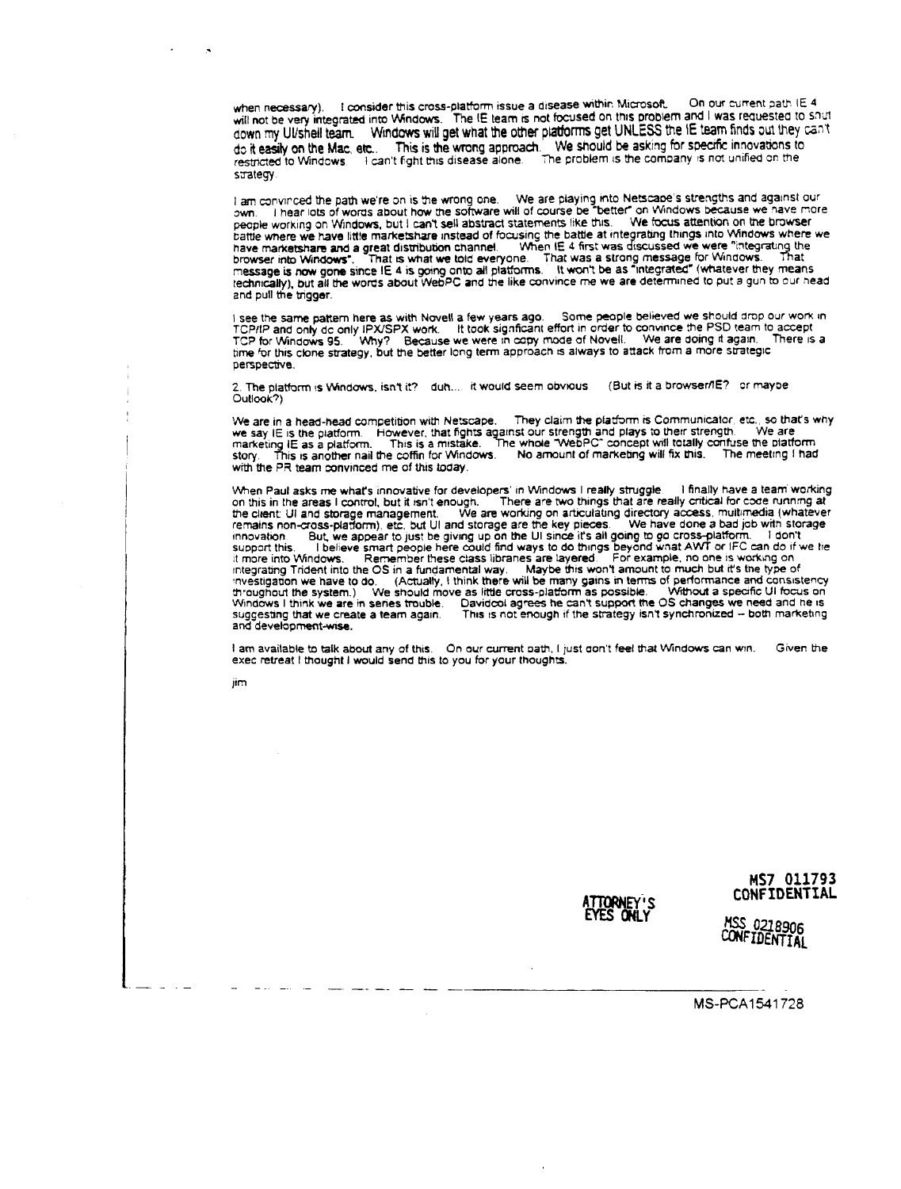when necessary). I consider this cross-platform issue a disease within Microsoft. On our current path IE 4 will not be very integrated into Windows. The IE team is not focused on this problem and I was requested to shut down my UI/shell team. Windows will get what the other platforms get UNLESS the IE team finds out they can't do it easily on the Mac, etc.. This is the wrong approach. We should be asking for specific innovations to restricted to Windows. I can't fight this disease alone. The problem is the company is not unified on the strategy.

I am convinced the path we're on is the wrong one. We are playing into Netscape's strengths and against our own. I hear lots of words about how the software will of course be "better" on Windows because we have more people working on Windows, but I can't sell abstract statements like this. We focus attention on the browser battle where we have little marketshare instead of focusing the battle at integrating things into Windows where we have marketshare and a great distribution channel. When IE 4 first was discussed we were "integrating the browser into Windows". That is what we told everyone. That was a strong message for Windows. That message is now gone since IE 4 is going onto all platforms. It won't be as "integrated" (whatever they means technically), but all the words about WebPC and the like convince me we are determined to put a gun to our head and pull the trigger.

I see the same pattern here as with Novell a few years ago. Some people believed we should drop our work in TCP/IP and only do only IPX/SPX work. It took significant effort in order to convince the PSD team to accept TCP for Windows 95. Why? Because we were in copy mode of Novell. We are doing it again. There is a time for this clone strategy, but the better long term approach is always to attack from a more strategic perspective.

2. The platform is Windows, isn't it? duh.... it would seem obvious. (But is it a browser/IE? or maybe Outlook?)

We are in a head-head competition with Netscape. They claim the platform is Communicator, etc., so that's why we say IE is the platform. However, that fights against our strength and plays to their strength. We are marketing IE as a platform. This is a mistake. The whole "WebPC" concept will totally confuse the platform story. This is another nail the coffin for Windows. No amount of marketing will fix this. The meeting I had with the PR team convinced me of this today.

When Paul asks me what's innovative for developers' in Windows I really struggle. I finally have a team working on this in the areas I control, but it isn't enough. There are two things that are really critical for code running at the client: UI and storage management. We are working on articulating directory access, multimedia (whatever remains non-cross-platform), etc. but UI and storage are the key pieces. We have done a bad job with storage innovation. But, we appear to just be giving up on the UI since it's all going to go cross-platform. I don't support this. I believe smart people here could find ways to do things beyond what AWT or IFC can do if we tie it more into Windows. Remember these class libraries are layered. For example, no one is working on integrating Trident into the OS in a fundamental way. Maybe this won't amount to much but it's the type of investigation we have to do. (Actually, I think there will be many gains in terms of performance and consistency throughout the system.) We should move as little cross-platform as possible. Without a specific UI focus on Windows I think we are in series trouble. Davidcol agrees he can't support the OS changes we need and he is suggesting that we create a team again. This is not enough if the strategy isn't synchronized -- both marketing and development-wise.

I am available to talk about any of this. On our current path, I just don't feel that Windows can win. Given the exec retreat I thought I would send this to you for your thoughts.

jim

ATTORNEY'S EYES ONLY

MS7 011793
CONFIDENTIAL

MSS 0218906
CONFIDENTIAL

MS-PCA1541728